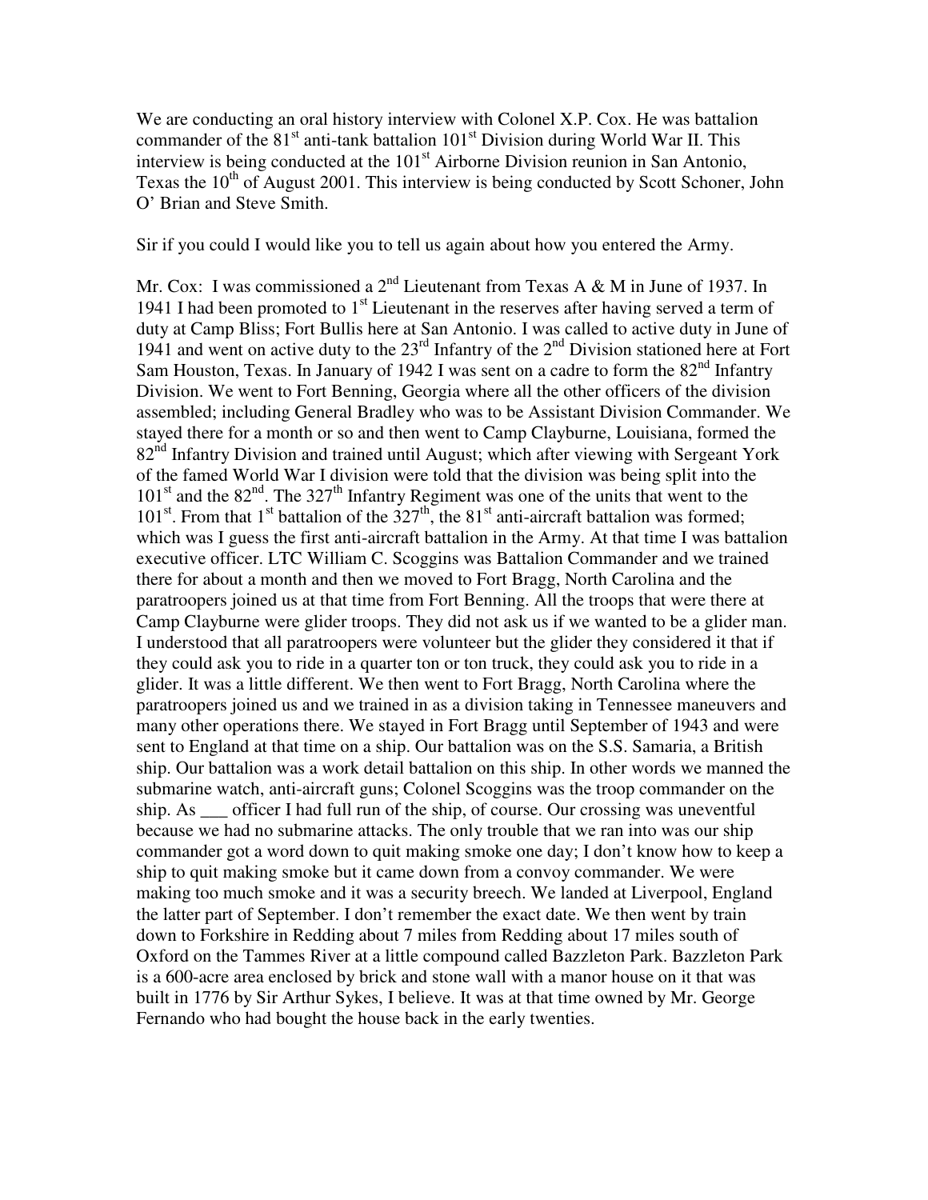We are conducting an oral history interview with Colonel X.P. Cox. He was battalion commander of the 81st anti-tank battalion 101st Division during World War II. This interview is being conducted at the 101st Airborne Division reunion in San Antonio, Texas the 10th of August 2001. This interview is being conducted by Scott Schoner, John O' Brian and Steve Smith.

Sir if you could I would like you to tell us again about how you entered the Army.

Mr. Cox: I was commissioned a 2nd Lieutenant from Texas A & M in June of 1937. In 1941 I had been promoted to 1st Lieutenant in the reserves after having served a term of duty at Camp Bliss; Fort Bullis here at San Antonio. I was called to active duty in June of 1941 and went on active duty to the 23rd Infantry of the 2nd Division stationed here at Fort Sam Houston, Texas. In January of 1942 I was sent on a cadre to form the 82nd Infantry Division. We went to Fort Benning, Georgia where all the other officers of the division assembled; including General Bradley who was to be Assistant Division Commander. We stayed there for a month or so and then went to Camp Clayburne, Louisiana, formed the 82nd Infantry Division and trained until August; which after viewing with Sergeant York of the famed World War I division were told that the division was being split into the 101st and the 82nd. The 327th Infantry Regiment was one of the units that went to the 101st. From that 1st battalion of the 327th, the 81st anti-aircraft battalion was formed; which was I guess the first anti-aircraft battalion in the Army. At that time I was battalion executive officer. LTC William C. Scoggins was Battalion Commander and we trained there for about a month and then we moved to Fort Bragg, North Carolina and the paratroopers joined us at that time from Fort Benning. All the troops that were there at Camp Clayburne were glider troops. They did not ask us if we wanted to be a glider man. I understood that all paratroopers were volunteer but the glider they considered it that if they could ask you to ride in a quarter ton or ton truck, they could ask you to ride in a glider. It was a little different. We then went to Fort Bragg, North Carolina where the paratroopers joined us and we trained in as a division taking in Tennessee maneuvers and many other operations there. We stayed in Fort Bragg until September of 1943 and were sent to England at that time on a ship. Our battalion was on the S.S. Samaria, a British ship. Our battalion was a work detail battalion on this ship. In other words we manned the submarine watch, anti-aircraft guns; Colonel Scoggins was the troop commander on the ship. As ___ officer I had full run of the ship, of course. Our crossing was uneventful because we had no submarine attacks. The only trouble that we ran into was our ship commander got a word down to quit making smoke one day; I don't know how to keep a ship to quit making smoke but it came down from a convoy commander. We were making too much smoke and it was a security breech. We landed at Liverpool, England the latter part of September. I don't remember the exact date. We then went by train down to Forkshire in Redding about 7 miles from Redding about 17 miles south of Oxford on the Tammes River at a little compound called Bazzleton Park. Bazzleton Park is a 600-acre area enclosed by brick and stone wall with a manor house on it that was built in 1776 by Sir Arthur Sykes, I believe. It was at that time owned by Mr. George Fernando who had bought the house back in the early twenties.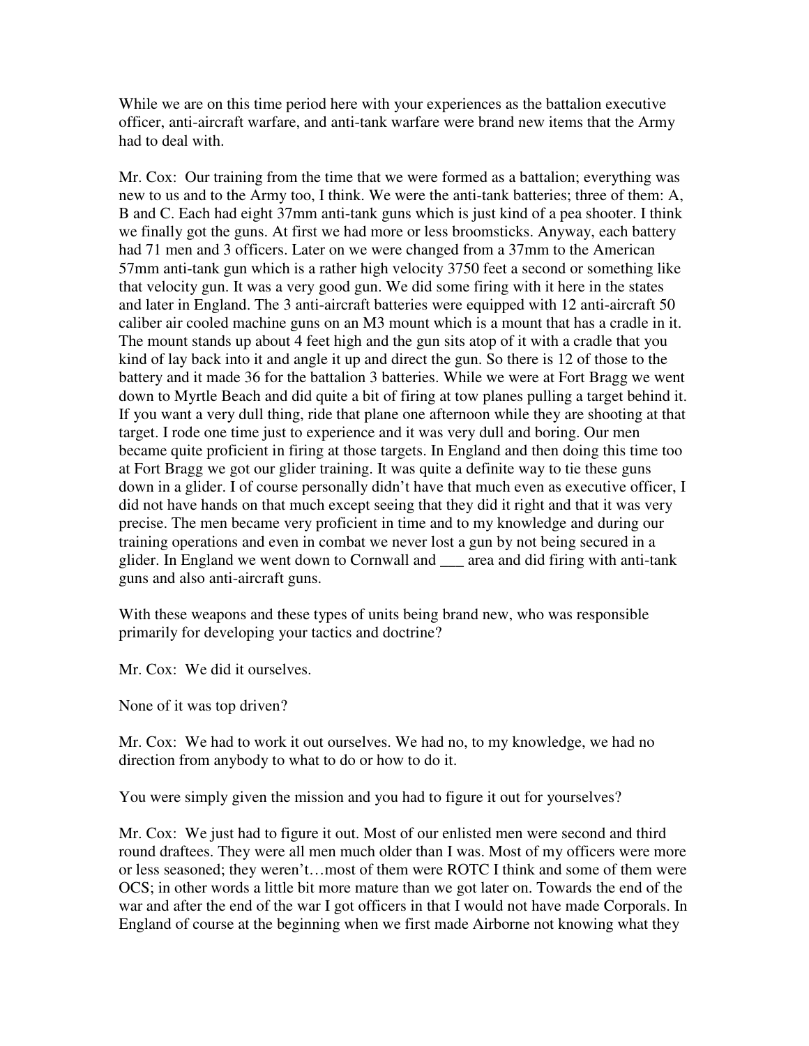While we are on this time period here with your experiences as the battalion executive officer, anti-aircraft warfare, and anti-tank warfare were brand new items that the Army had to deal with.

Mr. Cox: Our training from the time that we were formed as a battalion; everything was new to us and to the Army too, I think. We were the anti-tank batteries; three of them: A, B and C. Each had eight 37mm anti-tank guns which is just kind of a pea shooter. I think we finally got the guns. At first we had more or less broomsticks. Anyway, each battery had 71 men and 3 officers. Later on we were changed from a 37mm to the American 57mm anti-tank gun which is a rather high velocity 3750 feet a second or something like that velocity gun. It was a very good gun. We did some firing with it here in the states and later in England. The 3 anti-aircraft batteries were equipped with 12 anti-aircraft 50 caliber air cooled machine guns on an M3 mount which is a mount that has a cradle in it. The mount stands up about 4 feet high and the gun sits atop of it with a cradle that you kind of lay back into it and angle it up and direct the gun. So there is 12 of those to the battery and it made 36 for the battalion 3 batteries. While we were at Fort Bragg we went down to Myrtle Beach and did quite a bit of firing at tow planes pulling a target behind it. If you want a very dull thing, ride that plane one afternoon while they are shooting at that target. I rode one time just to experience and it was very dull and boring. Our men became quite proficient in firing at those targets. In England and then doing this time too at Fort Bragg we got our glider training. It was quite a definite way to tie these guns down in a glider. I of course personally didn't have that much even as executive officer, I did not have hands on that much except seeing that they did it right and that it was very precise. The men became very proficient in time and to my knowledge and during our training operations and even in combat we never lost a gun by not being secured in a glider. In England we went down to Cornwall and ___ area and did firing with anti-tank guns and also anti-aircraft guns.

With these weapons and these types of units being brand new, who was responsible primarily for developing your tactics and doctrine?

Mr. Cox: We did it ourselves.

None of it was top driven?

Mr. Cox: We had to work it out ourselves. We had no, to my knowledge, we had no direction from anybody to what to do or how to do it.

You were simply given the mission and you had to figure it out for yourselves?

Mr. Cox: We just had to figure it out. Most of our enlisted men were second and third round draftees. They were all men much older than I was. Most of my officers were more or less seasoned; they weren't…most of them were ROTC I think and some of them were OCS; in other words a little bit more mature than we got later on. Towards the end of the war and after the end of the war I got officers in that I would not have made Corporals. In England of course at the beginning when we first made Airborne not knowing what they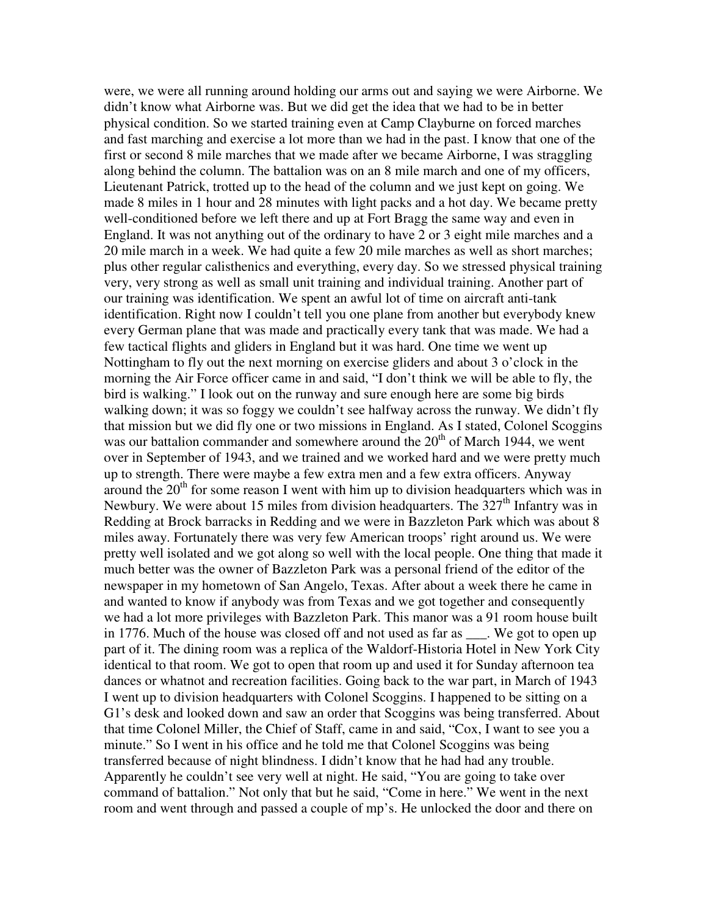were, we were all running around holding our arms out and saying we were Airborne. We didn't know what Airborne was. But we did get the idea that we had to be in better physical condition. So we started training even at Camp Clayburne on forced marches and fast marching and exercise a lot more than we had in the past. I know that one of the first or second 8 mile marches that we made after we became Airborne, I was straggling along behind the column. The battalion was on an 8 mile march and one of my officers, Lieutenant Patrick, trotted up to the head of the column and we just kept on going. We made 8 miles in 1 hour and 28 minutes with light packs and a hot day. We became pretty well-conditioned before we left there and up at Fort Bragg the same way and even in England. It was not anything out of the ordinary to have 2 or 3 eight mile marches and a 20 mile march in a week. We had quite a few 20 mile marches as well as short marches; plus other regular calisthenics and everything, every day. So we stressed physical training very, very strong as well as small unit training and individual training. Another part of our training was identification. We spent an awful lot of time on aircraft anti-tank identification. Right now I couldn't tell you one plane from another but everybody knew every German plane that was made and practically every tank that was made. We had a few tactical flights and gliders in England but it was hard. One time we went up Nottingham to fly out the next morning on exercise gliders and about 3 o'clock in the morning the Air Force officer came in and said, "I don't think we will be able to fly, the bird is walking." I look out on the runway and sure enough here are some big birds walking down; it was so foggy we couldn't see halfway across the runway. We didn't fly that mission but we did fly one or two missions in England. As I stated, Colonel Scoggins was our battalion commander and somewhere around the 20th of March 1944, we went over in September of 1943, and we trained and we worked hard and we were pretty much up to strength. There were maybe a few extra men and a few extra officers. Anyway around the 20th for some reason I went with him up to division headquarters which was in Newbury. We were about 15 miles from division headquarters. The 327th Infantry was in Redding at Brock barracks in Redding and we were in Bazzleton Park which was about 8 miles away. Fortunately there was very few American troops' right around us. We were pretty well isolated and we got along so well with the local people. One thing that made it much better was the owner of Bazzleton Park was a personal friend of the editor of the newspaper in my hometown of San Angelo, Texas. After about a week there he came in and wanted to know if anybody was from Texas and we got together and consequently we had a lot more privileges with Bazzleton Park. This manor was a 91 room house built in 1776. Much of the house was closed off and not used as far as ___. We got to open up part of it. The dining room was a replica of the Waldorf-Historia Hotel in New York City identical to that room. We got to open that room up and used it for Sunday afternoon tea dances or whatnot and recreation facilities. Going back to the war part, in March of 1943 I went up to division headquarters with Colonel Scoggins. I happened to be sitting on a G1's desk and looked down and saw an order that Scoggins was being transferred. About that time Colonel Miller, the Chief of Staff, came in and said, "Cox, I want to see you a minute." So I went in his office and he told me that Colonel Scoggins was being transferred because of night blindness. I didn't know that he had had any trouble. Apparently he couldn't see very well at night. He said, "You are going to take over command of battalion." Not only that but he said, "Come in here." We went in the next room and went through and passed a couple of mp's. He unlocked the door and there on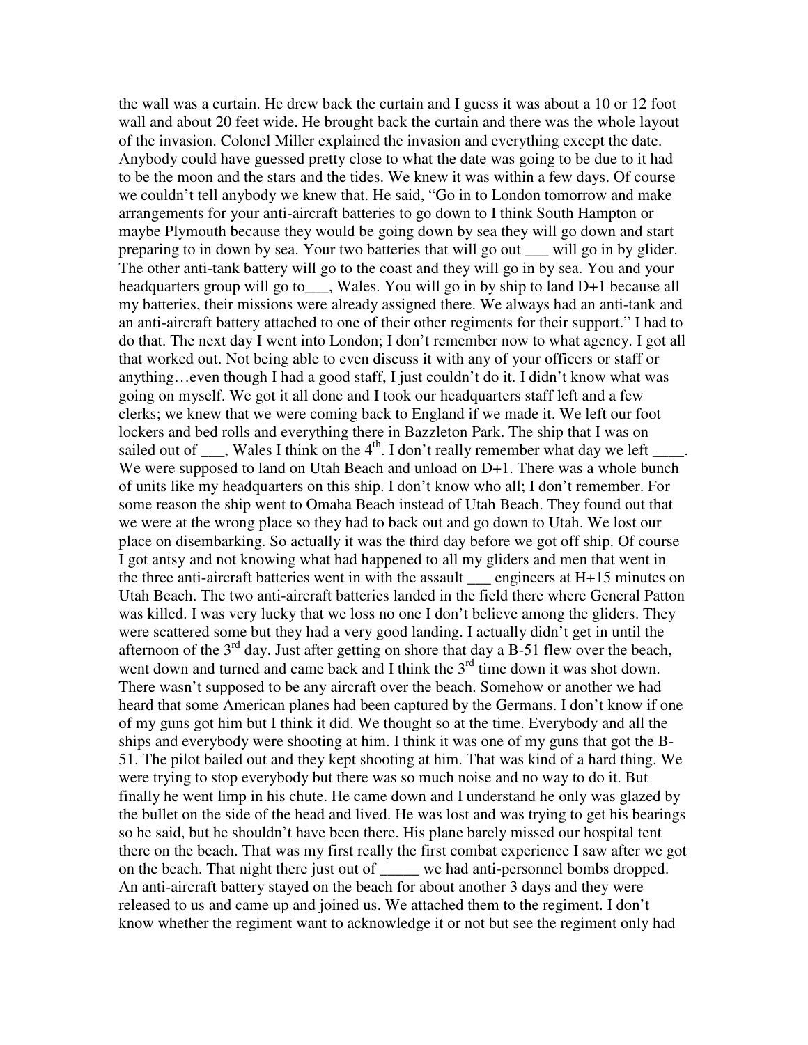the wall was a curtain. He drew back the curtain and I guess it was about a 10 or 12 foot wall and about 20 feet wide. He brought back the curtain and there was the whole layout of the invasion. Colonel Miller explained the invasion and everything except the date. Anybody could have guessed pretty close to what the date was going to be due to it had to be the moon and the stars and the tides. We knew it was within a few days. Of course we couldn't tell anybody we knew that. He said, "Go in to London tomorrow and make arrangements for your anti-aircraft batteries to go down to I think South Hampton or maybe Plymouth because they would be going down by sea they will go down and start preparing to in down by sea. Your two batteries that will go out ___ will go in by glider. The other anti-tank battery will go to the coast and they will go in by sea. You and your headquarters group will go to___, Wales. You will go in by ship to land D+1 because all my batteries, their missions were already assigned there. We always had an anti-tank and an anti-aircraft battery attached to one of their other regiments for their support." I had to do that. The next day I went into London; I don't remember now to what agency. I got all that worked out. Not being able to even discuss it with any of your officers or staff or anything…even though I had a good staff, I just couldn't do it. I didn't know what was going on myself. We got it all done and I took our headquarters staff left and a few clerks; we knew that we were coming back to England if we made it. We left our foot lockers and bed rolls and everything there in Bazzleton Park. The ship that I was on sailed out of ___, Wales I think on the 4th. I don't really remember what day we left ____. We were supposed to land on Utah Beach and unload on D+1. There was a whole bunch of units like my headquarters on this ship. I don't know who all; I don't remember. For some reason the ship went to Omaha Beach instead of Utah Beach. They found out that we were at the wrong place so they had to back out and go down to Utah. We lost our place on disembarking. So actually it was the third day before we got off ship. Of course I got antsy and not knowing what had happened to all my gliders and men that went in the three anti-aircraft batteries went in with the assault ___ engineers at H+15 minutes on Utah Beach. The two anti-aircraft batteries landed in the field there where General Patton was killed. I was very lucky that we loss no one I don't believe among the gliders. They were scattered some but they had a very good landing. I actually didn't get in until the afternoon of the 3rd day. Just after getting on shore that day a B-51 flew over the beach, went down and turned and came back and I think the 3rd time down it was shot down. There wasn't supposed to be any aircraft over the beach. Somehow or another we had heard that some American planes had been captured by the Germans. I don't know if one of my guns got him but I think it did. We thought so at the time. Everybody and all the ships and everybody were shooting at him. I think it was one of my guns that got the B-51. The pilot bailed out and they kept shooting at him. That was kind of a hard thing. We were trying to stop everybody but there was so much noise and no way to do it. But finally he went limp in his chute. He came down and I understand he only was glazed by the bullet on the side of the head and lived. He was lost and was trying to get his bearings so he said, but he shouldn't have been there. His plane barely missed our hospital tent there on the beach. That was my first really the first combat experience I saw after we got on the beach. That night there just out of _____ we had anti-personnel bombs dropped. An anti-aircraft battery stayed on the beach for about another 3 days and they were released to us and came up and joined us. We attached them to the regiment. I don't know whether the regiment want to acknowledge it or not but see the regiment only had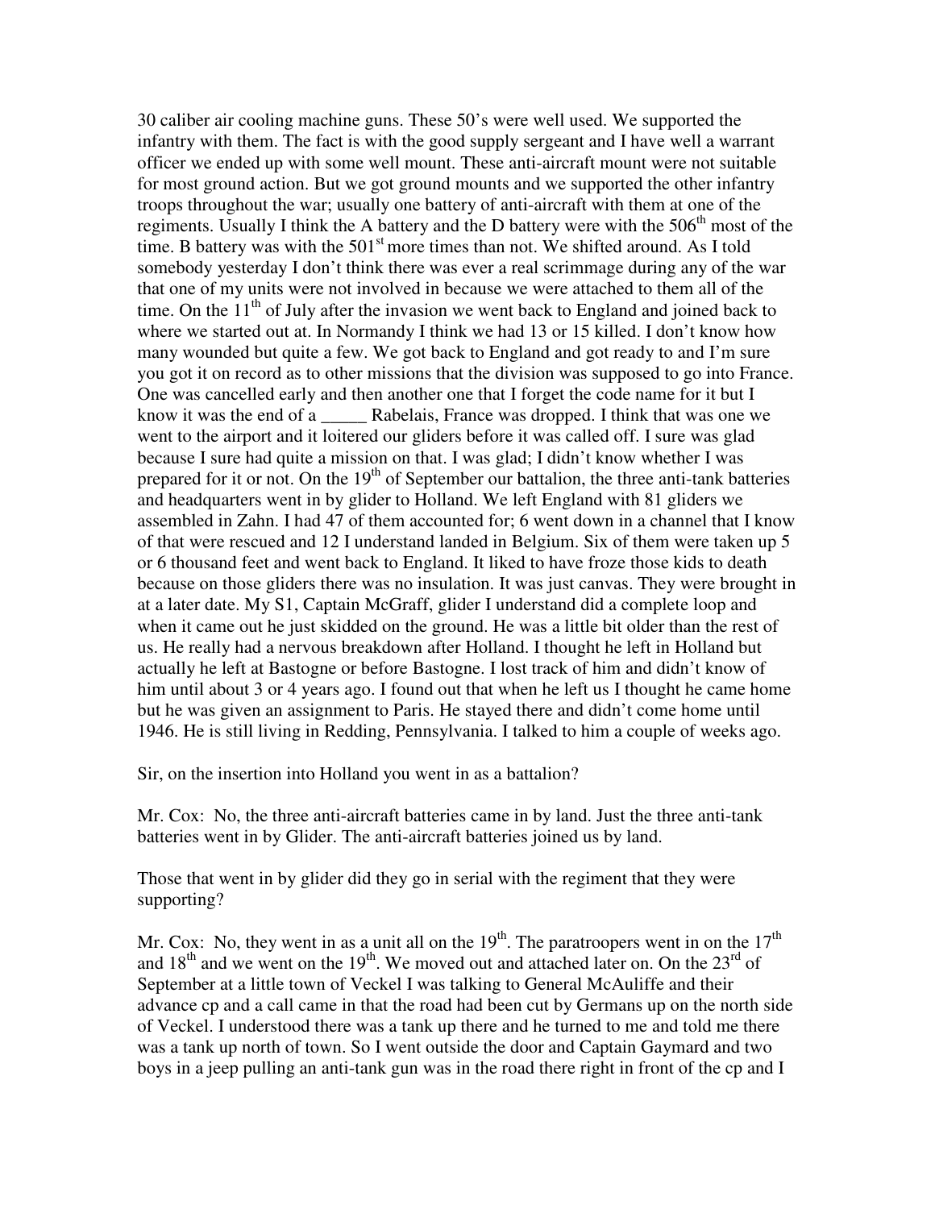30 caliber air cooling machine guns. These 50's were well used. We supported the infantry with them. The fact is with the good supply sergeant and I have well a warrant officer we ended up with some well mount. These anti-aircraft mount were not suitable for most ground action. But we got ground mounts and we supported the other infantry troops throughout the war; usually one battery of anti-aircraft with them at one of the regiments. Usually I think the A battery and the D battery were with the 506th most of the time. B battery was with the 501st more times than not. We shifted around. As I told somebody yesterday I don't think there was ever a real scrimmage during any of the war that one of my units were not involved in because we were attached to them all of the time. On the 11th of July after the invasion we went back to England and joined back to where we started out at. In Normandy I think we had 13 or 15 killed. I don't know how many wounded but quite a few. We got back to England and got ready to and I'm sure you got it on record as to other missions that the division was supposed to go into France. One was cancelled early and then another one that I forget the code name for it but I know it was the end of a _____ Rabelais, France was dropped. I think that was one we went to the airport and it loitered our gliders before it was called off. I sure was glad because I sure had quite a mission on that. I was glad; I didn't know whether I was prepared for it or not. On the 19th of September our battalion, the three anti-tank batteries and headquarters went in by glider to Holland. We left England with 81 gliders we assembled in Zahn. I had 47 of them accounted for; 6 went down in a channel that I know of that were rescued and 12 I understand landed in Belgium. Six of them were taken up 5 or 6 thousand feet and went back to England. It liked to have froze those kids to death because on those gliders there was no insulation. It was just canvas. They were brought in at a later date. My S1, Captain McGraff, glider I understand did a complete loop and when it came out he just skidded on the ground. He was a little bit older than the rest of us. He really had a nervous breakdown after Holland. I thought he left in Holland but actually he left at Bastogne or before Bastogne. I lost track of him and didn't know of him until about 3 or 4 years ago. I found out that when he left us I thought he came home but he was given an assignment to Paris. He stayed there and didn't come home until 1946. He is still living in Redding, Pennsylvania. I talked to him a couple of weeks ago.

Sir, on the insertion into Holland you went in as a battalion?

Mr. Cox: No, the three anti-aircraft batteries came in by land. Just the three anti-tank batteries went in by Glider. The anti-aircraft batteries joined us by land.

Those that went in by glider did they go in serial with the regiment that they were supporting?

Mr. Cox: No, they went in as a unit all on the 19th. The paratroopers went in on the 17th and 18th and we went on the 19th. We moved out and attached later on. On the 23rd of September at a little town of Veckel I was talking to General McAuliffe and their advance cp and a call came in that the road had been cut by Germans up on the north side of Veckel. I understood there was a tank up there and he turned to me and told me there was a tank up north of town. So I went outside the door and Captain Gaymard and two boys in a jeep pulling an anti-tank gun was in the road there right in front of the cp and I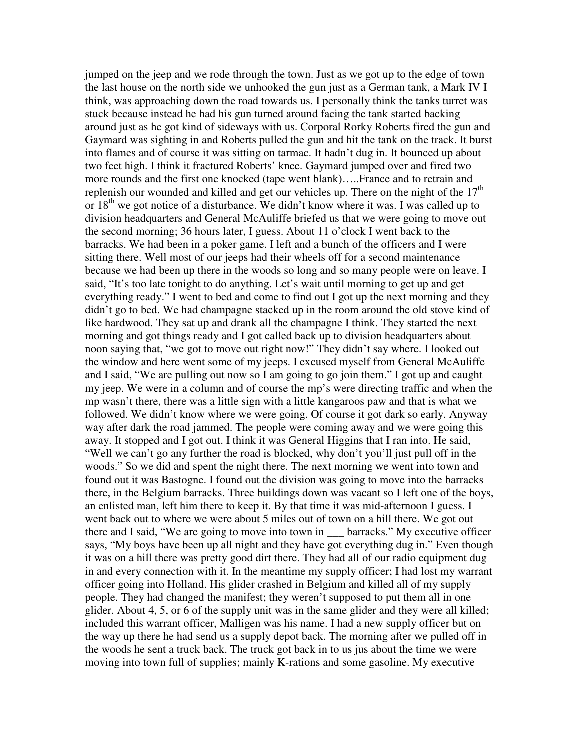jumped on the jeep and we rode through the town. Just as we got up to the edge of town the last house on the north side we unhooked the gun just as a German tank, a Mark IV I think, was approaching down the road towards us. I personally think the tanks turret was stuck because instead he had his gun turned around facing the tank started backing around just as he got kind of sideways with us. Corporal Rorky Roberts fired the gun and Gaymard was sighting in and Roberts pulled the gun and hit the tank on the track. It burst into flames and of course it was sitting on tarmac. It hadn't dug in. It bounced up about two feet high. I think it fractured Roberts' knee. Gaymard jumped over and fired two more rounds and the first one knocked (tape went blank)…..France and to retrain and replenish our wounded and killed and get our vehicles up. There on the night of the 17th or 18th we got notice of a disturbance. We didn't know where it was. I was called up to division headquarters and General McAuliffe briefed us that we were going to move out the second morning; 36 hours later, I guess. About 11 o'clock I went back to the barracks. We had been in a poker game. I left and a bunch of the officers and I were sitting there. Well most of our jeeps had their wheels off for a second maintenance because we had been up there in the woods so long and so many people were on leave. I said, "It's too late tonight to do anything. Let's wait until morning to get up and get everything ready." I went to bed and come to find out I got up the next morning and they didn't go to bed. We had champagne stacked up in the room around the old stove kind of like hardwood. They sat up and drank all the champagne I think. They started the next morning and got things ready and I got called back up to division headquarters about noon saying that, "we got to move out right now!" They didn't say where. I looked out the window and here went some of my jeeps. I excused myself from General McAuliffe and I said, "We are pulling out now so I am going to go join them." I got up and caught my jeep. We were in a column and of course the mp's were directing traffic and when the mp wasn't there, there was a little sign with a little kangaroos paw and that is what we followed. We didn't know where we were going. Of course it got dark so early. Anyway way after dark the road jammed. The people were coming away and we were going this away. It stopped and I got out. I think it was General Higgins that I ran into. He said, "Well we can't go any further the road is blocked, why don't you'll just pull off in the woods." So we did and spent the night there. The next morning we went into town and found out it was Bastogne. I found out the division was going to move into the barracks there, in the Belgium barracks. Three buildings down was vacant so I left one of the boys, an enlisted man, left him there to keep it. By that time it was mid-afternoon I guess. I went back out to where we were about 5 miles out of town on a hill there. We got out there and I said, "We are going to move into town in ___ barracks." My executive officer says, "My boys have been up all night and they have got everything dug in." Even though it was on a hill there was pretty good dirt there. They had all of our radio equipment dug in and every connection with it. In the meantime my supply officer; I had lost my warrant officer going into Holland. His glider crashed in Belgium and killed all of my supply people. They had changed the manifest; they weren't supposed to put them all in one glider. About 4, 5, or 6 of the supply unit was in the same glider and they were all killed; included this warrant officer, Malligen was his name. I had a new supply officer but on the way up there he had send us a supply depot back. The morning after we pulled off in the woods he sent a truck back. The truck got back in to us jus about the time we were moving into town full of supplies; mainly K-rations and some gasoline. My executive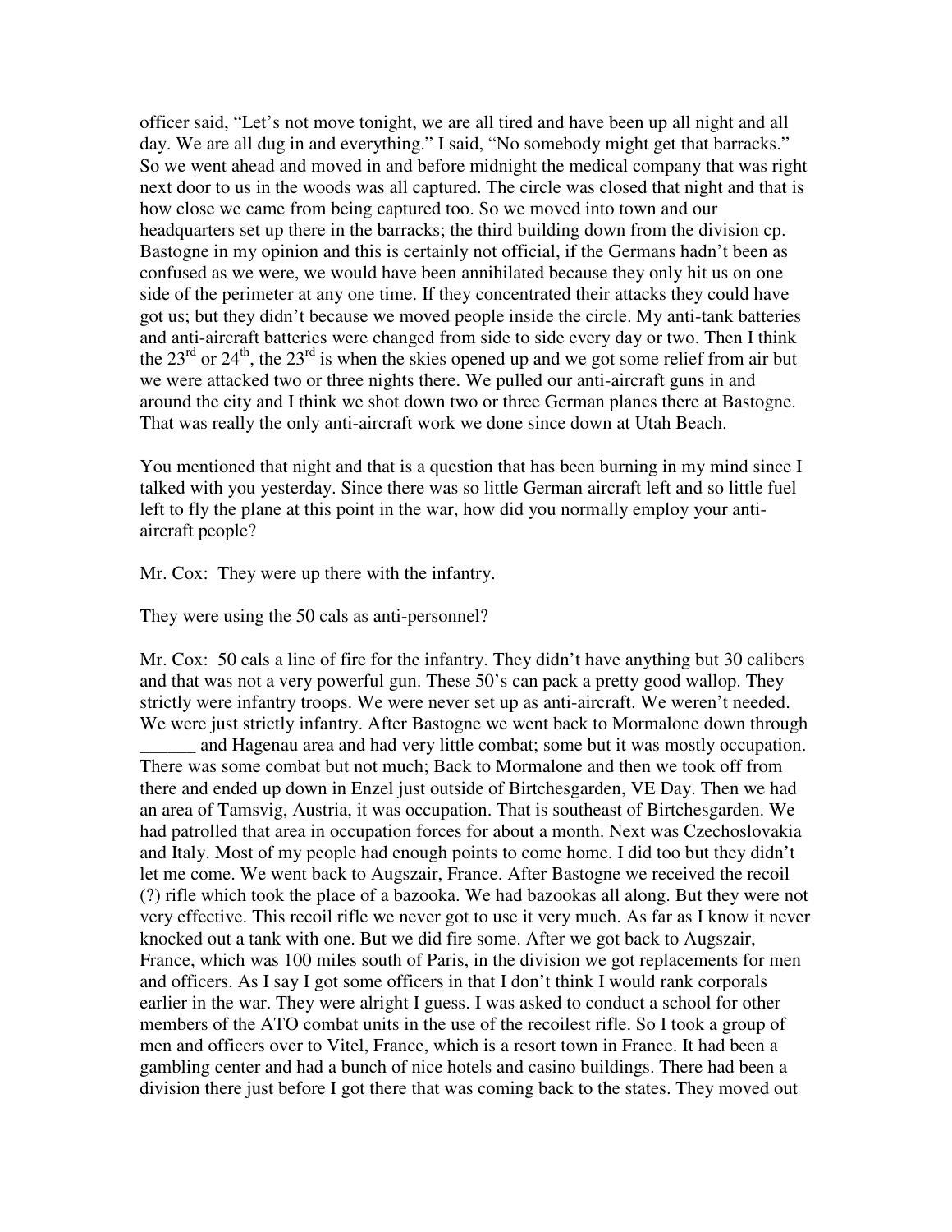officer said, "Let's not move tonight, we are all tired and have been up all night and all day. We are all dug in and everything." I said, "No somebody might get that barracks." So we went ahead and moved in and before midnight the medical company that was right next door to us in the woods was all captured. The circle was closed that night and that is how close we came from being captured too. So we moved into town and our headquarters set up there in the barracks; the third building down from the division cp. Bastogne in my opinion and this is certainly not official, if the Germans hadn't been as confused as we were, we would have been annihilated because they only hit us on one side of the perimeter at any one time. If they concentrated their attacks they could have got us; but they didn't because we moved people inside the circle. My anti-tank batteries and anti-aircraft batteries were changed from side to side every day or two. Then I think the 23rd or 24th, the 23rd is when the skies opened up and we got some relief from air but we were attacked two or three nights there. We pulled our anti-aircraft guns in and around the city and I think we shot down two or three German planes there at Bastogne. That was really the only anti-aircraft work we done since down at Utah Beach.

You mentioned that night and that is a question that has been burning in my mind since I talked with you yesterday. Since there was so little German aircraft left and so little fuel left to fly the plane at this point in the war, how did you normally employ your anti-aircraft people?

Mr. Cox: They were up there with the infantry.

They were using the 50 cals as anti-personnel?

Mr. Cox: 50 cals a line of fire for the infantry. They didn't have anything but 30 calibers and that was not a very powerful gun. These 50's can pack a pretty good wallop. They strictly were infantry troops. We were never set up as anti-aircraft. We weren't needed. We were just strictly infantry. After Bastogne we went back to Mormalone down through ______ and Hagenau area and had very little combat; some but it was mostly occupation. There was some combat but not much; Back to Mormalone and then we took off from there and ended up down in Enzel just outside of Birtchesgarden, VE Day. Then we had an area of Tamsvig, Austria, it was occupation. That is southeast of Birtchesgarden. We had patrolled that area in occupation forces for about a month. Next was Czechoslovakia and Italy. Most of my people had enough points to come home. I did too but they didn't let me come. We went back to Augszair, France. After Bastogne we received the recoil (?) rifle which took the place of a bazooka. We had bazookas all along. But they were not very effective. This recoil rifle we never got to use it very much. As far as I know it never knocked out a tank with one. But we did fire some. After we got back to Augszair, France, which was 100 miles south of Paris, in the division we got replacements for men and officers. As I say I got some officers in that I don't think I would rank corporals earlier in the war. They were alright I guess. I was asked to conduct a school for other members of the ATO combat units in the use of the recoilest rifle. So I took a group of men and officers over to Vitel, France, which is a resort town in France. It had been a gambling center and had a bunch of nice hotels and casino buildings. There had been a division there just before I got there that was coming back to the states. They moved out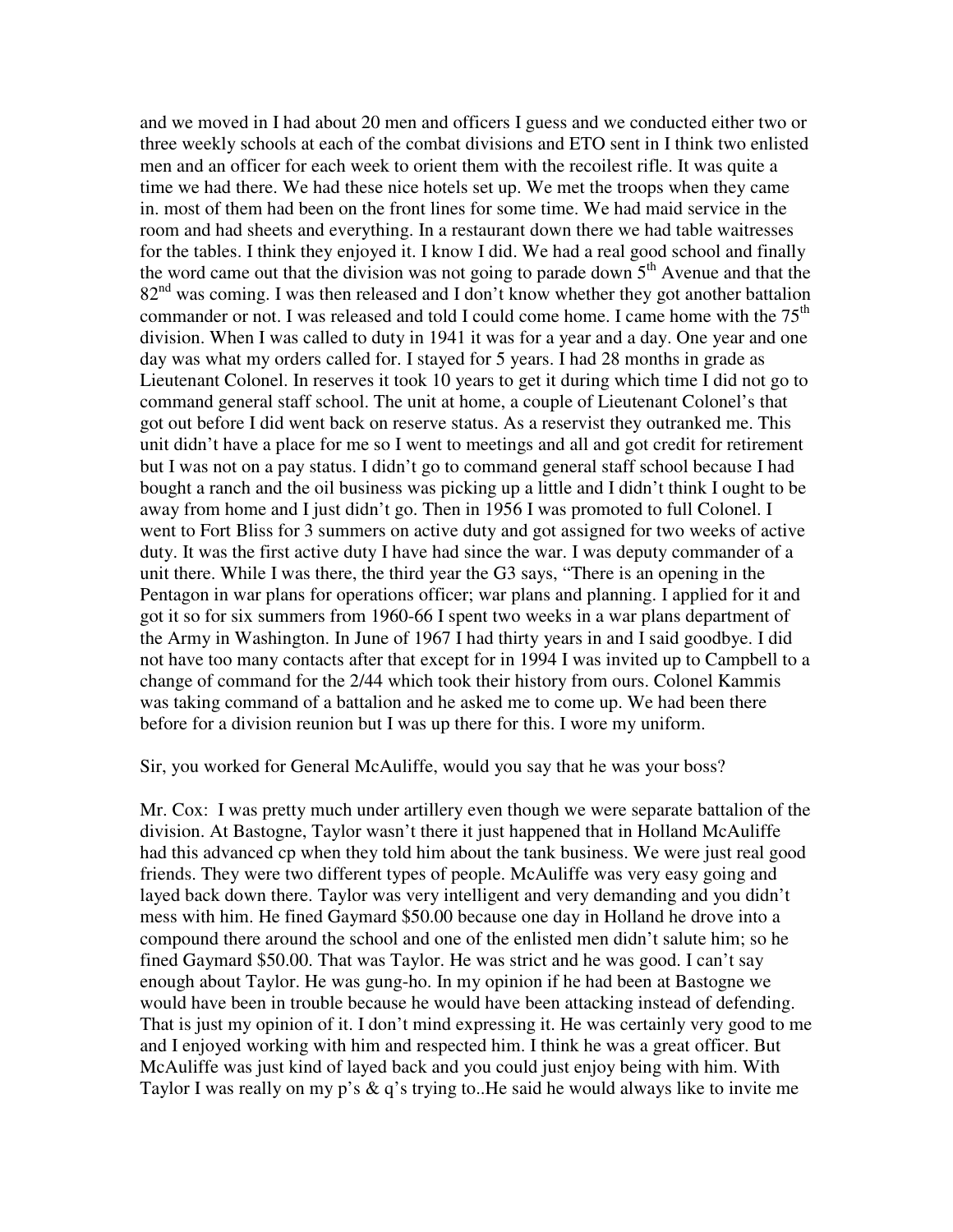and we moved in I had about 20 men and officers I guess and we conducted either two or three weekly schools at each of the combat divisions and ETO sent in I think two enlisted men and an officer for each week to orient them with the recoilest rifle. It was quite a time we had there. We had these nice hotels set up. We met the troops when they came in. most of them had been on the front lines for some time. We had maid service in the room and had sheets and everything. In a restaurant down there we had table waitresses for the tables. I think they enjoyed it. I know I did. We had a real good school and finally the word came out that the division was not going to parade down 5th Avenue and that the 82nd was coming. I was then released and I don't know whether they got another battalion commander or not. I was released and told I could come home. I came home with the 75th division. When I was called to duty in 1941 it was for a year and a day. One year and one day was what my orders called for. I stayed for 5 years. I had 28 months in grade as Lieutenant Colonel. In reserves it took 10 years to get it during which time I did not go to command general staff school. The unit at home, a couple of Lieutenant Colonel's that got out before I did went back on reserve status. As a reservist they outranked me. This unit didn't have a place for me so I went to meetings and all and got credit for retirement but I was not on a pay status. I didn't go to command general staff school because I had bought a ranch and the oil business was picking up a little and I didn't think I ought to be away from home and I just didn't go. Then in 1956 I was promoted to full Colonel. I went to Fort Bliss for 3 summers on active duty and got assigned for two weeks of active duty. It was the first active duty I have had since the war. I was deputy commander of a unit there. While I was there, the third year the G3 says, "There is an opening in the Pentagon in war plans for operations officer; war plans and planning. I applied for it and got it so for six summers from 1960-66 I spent two weeks in a war plans department of the Army in Washington. In June of 1967 I had thirty years in and I said goodbye. I did not have too many contacts after that except for in 1994 I was invited up to Campbell to a change of command for the 2/44 which took their history from ours. Colonel Kammis was taking command of a battalion and he asked me to come up. We had been there before for a division reunion but I was up there for this. I wore my uniform.

Sir, you worked for General McAuliffe, would you say that he was your boss?

Mr. Cox: I was pretty much under artillery even though we were separate battalion of the division. At Bastogne, Taylor wasn't there it just happened that in Holland McAuliffe had this advanced cp when they told him about the tank business. We were just real good friends. They were two different types of people. McAuliffe was very easy going and layed back down there. Taylor was very intelligent and very demanding and you didn't mess with him. He fined Gaymard $50.00 because one day in Holland he drove into a compound there around the school and one of the enlisted men didn't salute him; so he fined Gaymard $50.00. That was Taylor. He was strict and he was good. I can't say enough about Taylor. He was gung-ho. In my opinion if he had been at Bastogne we would have been in trouble because he would have been attacking instead of defending. That is just my opinion of it. I don't mind expressing it. He was certainly very good to me and I enjoyed working with him and respected him. I think he was a great officer. But McAuliffe was just kind of layed back and you could just enjoy being with him. With Taylor I was really on my p's & q's trying to..He said he would always like to invite me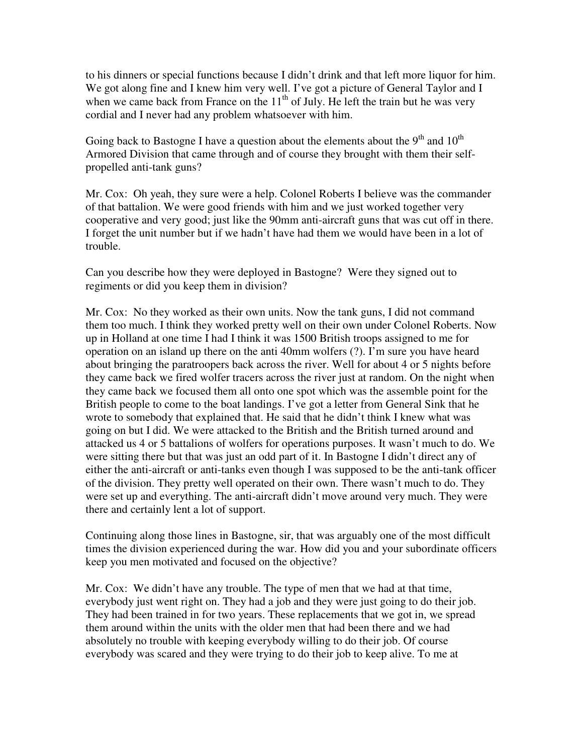to his dinners or special functions because I didn't drink and that left more liquor for him. We got along fine and I knew him very well. I've got a picture of General Taylor and I when we came back from France on the 11th of July. He left the train but he was very cordial and I never had any problem whatsoever with him.

Going back to Bastogne I have a question about the elements about the 9th and 10th Armored Division that came through and of course they brought with them their self-propelled anti-tank guns?

Mr. Cox: Oh yeah, they sure were a help. Colonel Roberts I believe was the commander of that battalion. We were good friends with him and we just worked together very cooperative and very good; just like the 90mm anti-aircraft guns that was cut off in there. I forget the unit number but if we hadn't have had them we would have been in a lot of trouble.

Can you describe how they were deployed in Bastogne? Were they signed out to regiments or did you keep them in division?

Mr. Cox: No they worked as their own units. Now the tank guns, I did not command them too much. I think they worked pretty well on their own under Colonel Roberts. Now up in Holland at one time I had I think it was 1500 British troops assigned to me for operation on an island up there on the anti 40mm wolfers (?). I'm sure you have heard about bringing the paratroopers back across the river. Well for about 4 or 5 nights before they came back we fired wolfer tracers across the river just at random. On the night when they came back we focused them all onto one spot which was the assemble point for the British people to come to the boat landings. I've got a letter from General Sink that he wrote to somebody that explained that. He said that he didn't think I knew what was going on but I did. We were attacked to the British and the British turned around and attacked us 4 or 5 battalions of wolfers for operations purposes. It wasn't much to do. We were sitting there but that was just an odd part of it. In Bastogne I didn't direct any of either the anti-aircraft or anti-tanks even though I was supposed to be the anti-tank officer of the division. They pretty well operated on their own. There wasn't much to do. They were set up and everything. The anti-aircraft didn't move around very much. They were there and certainly lent a lot of support.

Continuing along those lines in Bastogne, sir, that was arguably one of the most difficult times the division experienced during the war. How did you and your subordinate officers keep you men motivated and focused on the objective?

Mr. Cox: We didn't have any trouble. The type of men that we had at that time, everybody just went right on. They had a job and they were just going to do their job. They had been trained in for two years. These replacements that we got in, we spread them around within the units with the older men that had been there and we had absolutely no trouble with keeping everybody willing to do their job. Of course everybody was scared and they were trying to do their job to keep alive. To me at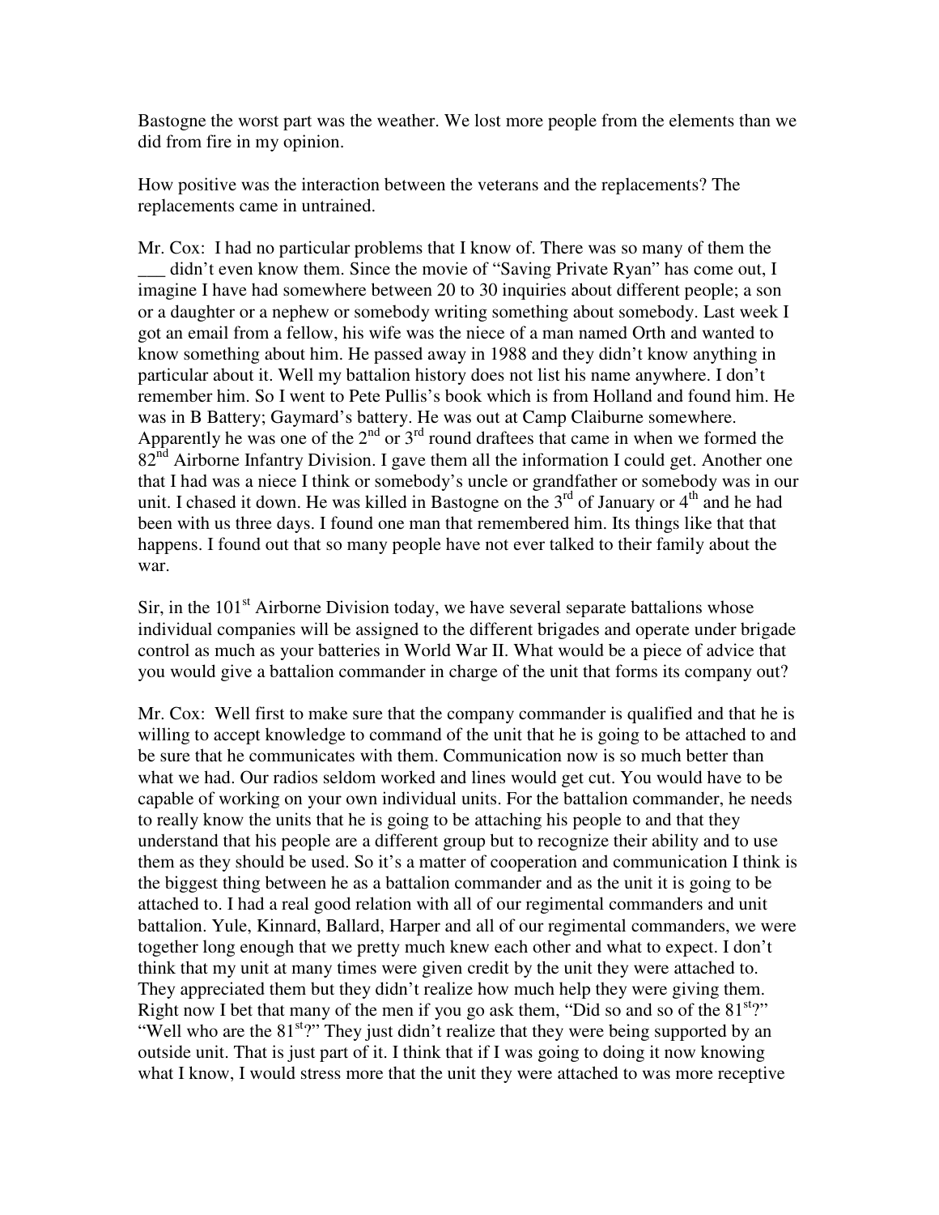Bastogne the worst part was the weather. We lost more people from the elements than we did from fire in my opinion.

How positive was the interaction between the veterans and the replacements? The replacements came in untrained.

Mr. Cox: I had no particular problems that I know of. There was so many of them the ___ didn't even know them. Since the movie of "Saving Private Ryan" has come out, I imagine I have had somewhere between 20 to 30 inquiries about different people; a son or a daughter or a nephew or somebody writing something about somebody. Last week I got an email from a fellow, his wife was the niece of a man named Orth and wanted to know something about him. He passed away in 1988 and they didn't know anything in particular about it. Well my battalion history does not list his name anywhere. I don't remember him. So I went to Pete Pullis's book which is from Holland and found him. He was in B Battery; Gaymard's battery. He was out at Camp Claiburne somewhere. Apparently he was one of the 2nd or 3rd round draftees that came in when we formed the 82nd Airborne Infantry Division. I gave them all the information I could get. Another one that I had was a niece I think or somebody's uncle or grandfather or somebody was in our unit. I chased it down. He was killed in Bastogne on the 3rd of January or 4th and he had been with us three days. I found one man that remembered him. Its things like that that happens. I found out that so many people have not ever talked to their family about the war.

Sir, in the 101st Airborne Division today, we have several separate battalions whose individual companies will be assigned to the different brigades and operate under brigade control as much as your batteries in World War II. What would be a piece of advice that you would give a battalion commander in charge of the unit that forms its company out?

Mr. Cox: Well first to make sure that the company commander is qualified and that he is willing to accept knowledge to command of the unit that he is going to be attached to and be sure that he communicates with them. Communication now is so much better than what we had. Our radios seldom worked and lines would get cut. You would have to be capable of working on your own individual units. For the battalion commander, he needs to really know the units that he is going to be attaching his people to and that they understand that his people are a different group but to recognize their ability and to use them as they should be used. So it's a matter of cooperation and communication I think is the biggest thing between he as a battalion commander and as the unit it is going to be attached to. I had a real good relation with all of our regimental commanders and unit battalion. Yule, Kinnard, Ballard, Harper and all of our regimental commanders, we were together long enough that we pretty much knew each other and what to expect. I don't think that my unit at many times were given credit by the unit they were attached to. They appreciated them but they didn't realize how much help they were giving them. Right now I bet that many of the men if you go ask them, "Did so and so of the 81st?" "Well who are the 81st?" They just didn't realize that they were being supported by an outside unit. That is just part of it. I think that if I was going to doing it now knowing what I know, I would stress more that the unit they were attached to was more receptive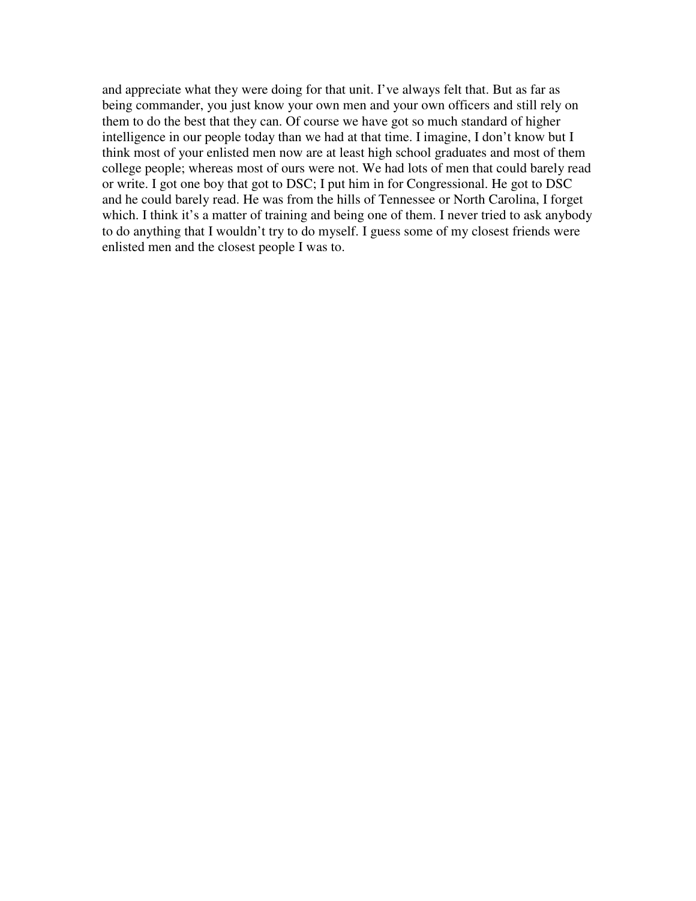and appreciate what they were doing for that unit. I've always felt that. But as far as being commander, you just know your own men and your own officers and still rely on them to do the best that they can. Of course we have got so much standard of higher intelligence in our people today than we had at that time. I imagine, I don't know but I think most of your enlisted men now are at least high school graduates and most of them college people; whereas most of ours were not. We had lots of men that could barely read or write. I got one boy that got to DSC; I put him in for Congressional. He got to DSC and he could barely read. He was from the hills of Tennessee or North Carolina, I forget which. I think it's a matter of training and being one of them. I never tried to ask anybody to do anything that I wouldn't try to do myself. I guess some of my closest friends were enlisted men and the closest people I was to.